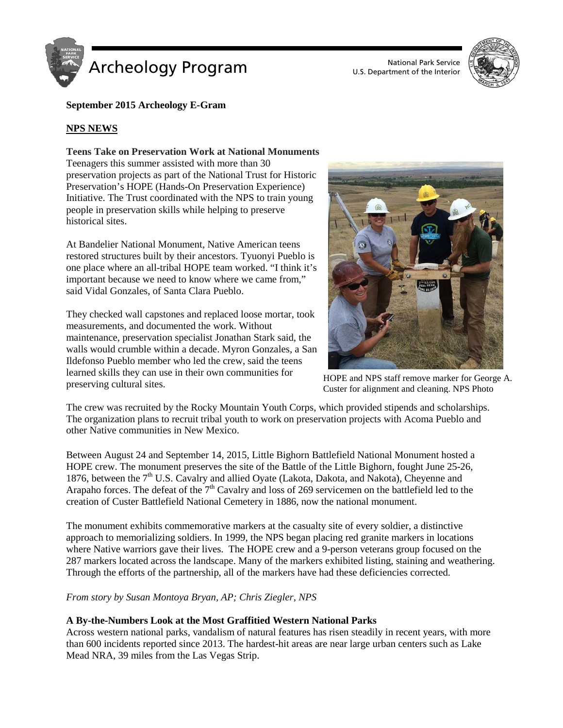# Archeology Program

National Park Service
U.S. Department of the Interior

**September 2015 Archeology E-Gram**

## NPS NEWS

### Teens Take on Preservation Work at National Monuments

Teenagers this summer assisted with more than 30 preservation projects as part of the National Trust for Historic Preservation's HOPE (Hands-On Preservation Experience) Initiative. The Trust coordinated with the NPS to train young people in preservation skills while helping to preserve historical sites.

At Bandelier National Monument, Native American teens restored structures built by their ancestors. Tyuonyi Pueblo is one place where an all-tribal HOPE team worked. "I think it's important because we need to know where we came from," said Vidal Gonzales, of Santa Clara Pueblo.

They checked wall capstones and replaced loose mortar, took measurements, and documented the work. Without maintenance, preservation specialist Jonathan Stark said, the walls would crumble within a decade. Myron Gonzales, a San Ildefonso Pueblo member who led the crew, said the teens learned skills they can use in their own communities for preserving cultural sites.

HOPE and NPS staff remove marker for George A. Custer for alignment and cleaning. NPS Photo

The crew was recruited by the Rocky Mountain Youth Corps, which provided stipends and scholarships. The organization plans to recruit tribal youth to work on preservation projects with Acoma Pueblo and other Native communities in New Mexico.

Between August 24 and September 14, 2015, Little Bighorn Battlefield National Monument hosted a HOPE crew. The monument preserves the site of the Battle of the Little Bighorn, fought June 25-26, 1876, between the 7th U.S. Cavalry and allied Oyate (Lakota, Dakota, and Nakota), Cheyenne and Arapaho forces. The defeat of the 7th Cavalry and loss of 269 servicemen on the battlefield led to the creation of Custer Battlefield National Cemetery in 1886, now the national monument.

The monument exhibits commemorative markers at the casualty site of every soldier, a distinctive approach to memorializing soldiers. In 1999, the NPS began placing red granite markers in locations where Native warriors gave their lives. The HOPE crew and a 9-person veterans group focused on the 287 markers located across the landscape. Many of the markers exhibited listing, staining and weathering. Through the efforts of the partnership, all of the markers have had these deficiencies corrected.

*From story by Susan Montoya Bryan, AP; Chris Ziegler, NPS*

### A By-the-Numbers Look at the Most Graffitied Western National Parks

Across western national parks, vandalism of natural features has risen steadily in recent years, with more than 600 incidents reported since 2013. The hardest-hit areas are near large urban centers such as Lake Mead NRA, 39 miles from the Las Vegas Strip.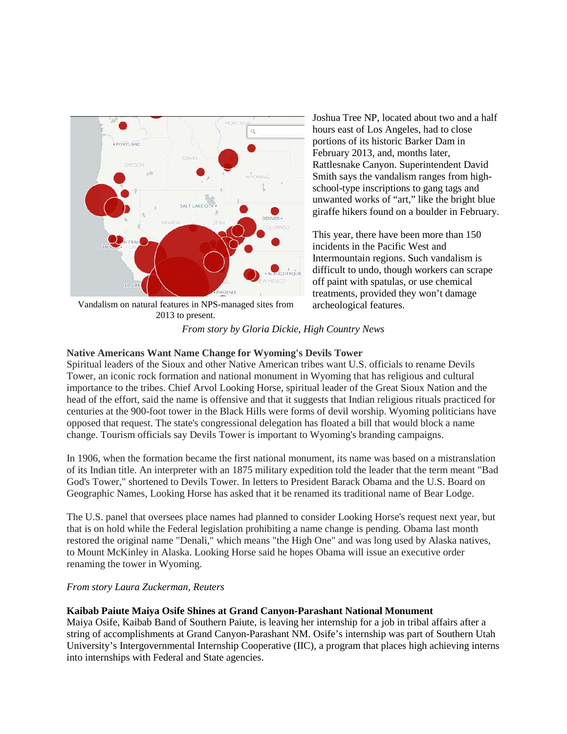Vandalism on natural features in NPS-managed sites from 2013 to present.

Joshua Tree NP, located about two and a half hours east of Los Angeles, had to close portions of its historic Barker Dam in February 2013, and, months later, Rattlesnake Canyon. Superintendent David Smith says the vandalism ranges from high-school-type inscriptions to gang tags and unwanted works of "art," like the bright blue giraffe hikers found on a boulder in February.

This year, there have been more than 150 incidents in the Pacific West and Intermountain regions. Such vandalism is difficult to undo, though workers can scrape off paint with spatulas, or use chemical treatments, provided they won't damage archeological features.

*From story by Gloria Dickie, High Country News*

**Native Americans Want Name Change for Wyoming's Devils Tower**

Spiritual leaders of the Sioux and other Native American tribes want U.S. officials to rename Devils Tower, an iconic rock formation and national monument in Wyoming that has religious and cultural importance to the tribes. Chief Arvol Looking Horse, spiritual leader of the Great Sioux Nation and the head of the effort, said the name is offensive and that it suggests that Indian religious rituals practiced for centuries at the 900-foot tower in the Black Hills were forms of devil worship. Wyoming politicians have opposed that request. The state's congressional delegation has floated a bill that would block a name change. Tourism officials say Devils Tower is important to Wyoming's branding campaigns.

In 1906, when the formation became the first national monument, its name was based on a mistranslation of its Indian title. An interpreter with an 1875 military expedition told the leader that the term meant "Bad God's Tower," shortened to Devils Tower. In letters to President Barack Obama and the U.S. Board on Geographic Names, Looking Horse has asked that it be renamed its traditional name of Bear Lodge.

The U.S. panel that oversees place names had planned to consider Looking Horse's request next year, but that is on hold while the Federal legislation prohibiting a name change is pending. Obama last month restored the original name "Denali," which means "the High One" and was long used by Alaska natives, to Mount McKinley in Alaska. Looking Horse said he hopes Obama will issue an executive order renaming the tower in Wyoming.

*From story Laura Zuckerman, Reuters*

**Kaibab Paiute Maiya Osife Shines at Grand Canyon-Parashant National Monument**

Maiya Osife, Kaibab Band of Southern Paiute, is leaving her internship for a job in tribal affairs after a string of accomplishments at Grand Canyon-Parashant NM. Osife's internship was part of Southern Utah University's Intergovernmental Internship Cooperative (IIC), a program that places high achieving interns into internships with Federal and State agencies.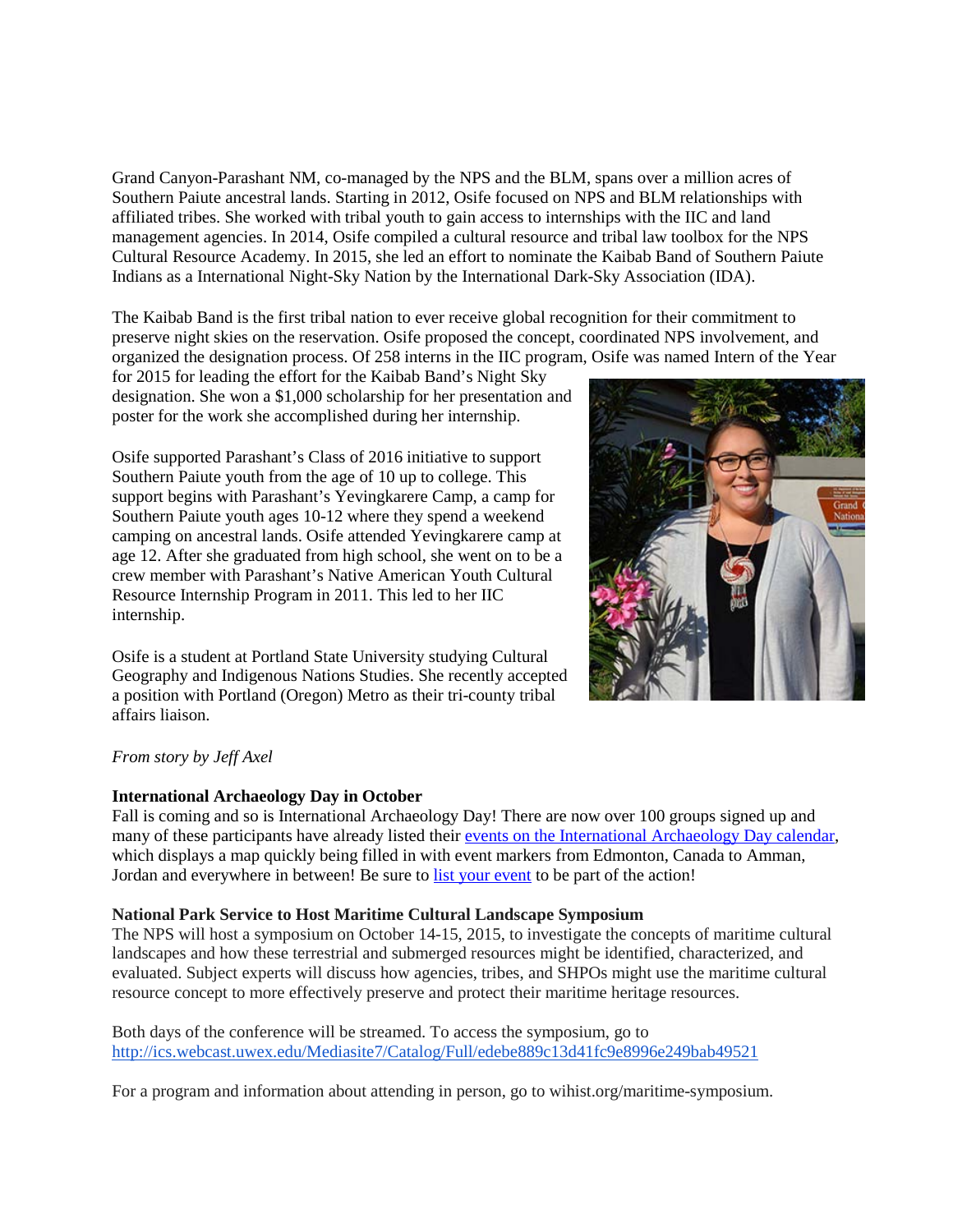Grand Canyon-Parashant NM, co-managed by the NPS and the BLM, spans over a million acres of Southern Paiute ancestral lands. Starting in 2012, Osife focused on NPS and BLM relationships with affiliated tribes. She worked with tribal youth to gain access to internships with the IIC and land management agencies. In 2014, Osife compiled a cultural resource and tribal law toolbox for the NPS Cultural Resource Academy. In 2015, she led an effort to nominate the Kaibab Band of Southern Paiute Indians as a International Night-Sky Nation by the International Dark-Sky Association (IDA).

The Kaibab Band is the first tribal nation to ever receive global recognition for their commitment to preserve night skies on the reservation. Osife proposed the concept, coordinated NPS involvement, and organized the designation process. Of 258 interns in the IIC program, Osife was named Intern of the Year for 2015 for leading the effort for the Kaibab Band's Night Sky designation. She won a $1,000 scholarship for her presentation and poster for the work she accomplished during her internship.

Osife supported Parashant's Class of 2016 initiative to support Southern Paiute youth from the age of 10 up to college. This support begins with Parashant's Yevingkarere Camp, a camp for Southern Paiute youth ages 10-12 where they spend a weekend camping on ancestral lands. Osife attended Yevingkarere camp at age 12. After she graduated from high school, she went on to be a crew member with Parashant's Native American Youth Cultural Resource Internship Program in 2011. This led to her IIC internship.

Osife is a student at Portland State University studying Cultural Geography and Indigenous Nations Studies. She recently accepted a position with Portland (Oregon) Metro as their tri-county tribal affairs liaison.

*From story by Jeff Axel*

**International Archaeology Day in October**

Fall is coming and so is International Archaeology Day! There are now over 100 groups signed up and many of these participants have already listed their events on the International Archaeology Day calendar, which displays a map quickly being filled in with event markers from Edmonton, Canada to Amman, Jordan and everywhere in between! Be sure to list your event to be part of the action!

**National Park Service to Host Maritime Cultural Landscape Symposium**

The NPS will host a symposium on October 14-15, 2015, to investigate the concepts of maritime cultural landscapes and how these terrestrial and submerged resources might be identified, characterized, and evaluated. Subject experts will discuss how agencies, tribes, and SHPOs might use the maritime cultural resource concept to more effectively preserve and protect their maritime heritage resources.

Both days of the conference will be streamed. To access the symposium, go to http://ics.webcast.uwex.edu/Mediasite7/Catalog/Full/edebe889c13d41fc9e8996e249bab49521

For a program and information about attending in person, go to wihist.org/maritime-symposium.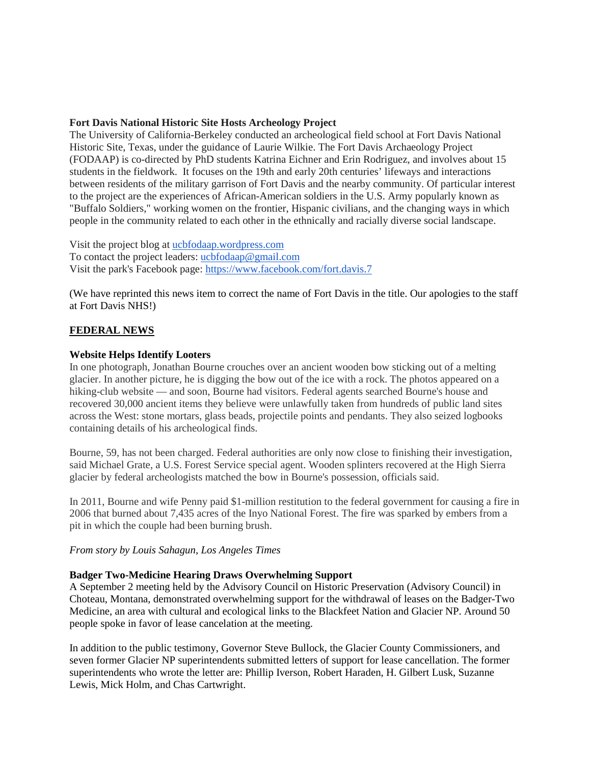**Fort Davis National Historic Site Hosts Archeology Project**

The University of California-Berkeley conducted an archeological field school at Fort Davis National Historic Site, Texas, under the guidance of Laurie Wilkie. The Fort Davis Archaeology Project (FODAAP) is co-directed by PhD students Katrina Eichner and Erin Rodriguez, and involves about 15 students in the fieldwork. It focuses on the 19th and early 20th centuries' lifeways and interactions between residents of the military garrison of Fort Davis and the nearby community. Of particular interest to the project are the experiences of African-American soldiers in the U.S. Army popularly known as "Buffalo Soldiers," working women on the frontier, Hispanic civilians, and the changing ways in which people in the community related to each other in the ethnically and racially diverse social landscape.

Visit the project blog at [ucbfodaap.wordpress.com](ucbfodaap.wordpress.com)
To contact the project leaders: [ucbfodaap@gmail.com](mailto:ucbfodaap@gmail.com)
Visit the park's Facebook page: [https://www.facebook.com/fort.davis.7](https://www.facebook.com/fort.davis.7)

(We have reprinted this news item to correct the name of Fort Davis in the title. Our apologies to the staff at Fort Davis NHS!)

## FEDERAL NEWS

**Website Helps Identify Looters**

In one photograph, Jonathan Bourne crouches over an ancient wooden bow sticking out of a melting glacier. In another picture, he is digging the bow out of the ice with a rock. The photos appeared on a hiking-club website — and soon, Bourne had visitors. Federal agents searched Bourne's house and recovered 30,000 ancient items they believe were unlawfully taken from hundreds of public land sites across the West: stone mortars, glass beads, projectile points and pendants. They also seized logbooks containing details of his archeological finds.

Bourne, 59, has not been charged. Federal authorities are only now close to finishing their investigation, said Michael Grate, a U.S. Forest Service special agent. Wooden splinters recovered at the High Sierra glacier by federal archeologists matched the bow in Bourne's possession, officials said.

In 2011, Bourne and wife Penny paid $1-million restitution to the federal government for causing a fire in 2006 that burned about 7,435 acres of the Inyo National Forest. The fire was sparked by embers from a pit in which the couple had been burning brush.

*From story by Louis Sahagun, Los Angeles Times*

**Badger Two-Medicine Hearing Draws Overwhelming Support**

A September 2 meeting held by the Advisory Council on Historic Preservation (Advisory Council) in Choteau, Montana, demonstrated overwhelming support for the withdrawal of leases on the Badger-Two Medicine, an area with cultural and ecological links to the Blackfeet Nation and Glacier NP. Around 50 people spoke in favor of lease cancelation at the meeting.

In addition to the public testimony, Governor Steve Bullock, the Glacier County Commissioners, and seven former Glacier NP superintendents submitted letters of support for lease cancellation. The former superintendents who wrote the letter are: Phillip Iverson, Robert Haraden, H. Gilbert Lusk, Suzanne Lewis, Mick Holm, and Chas Cartwright.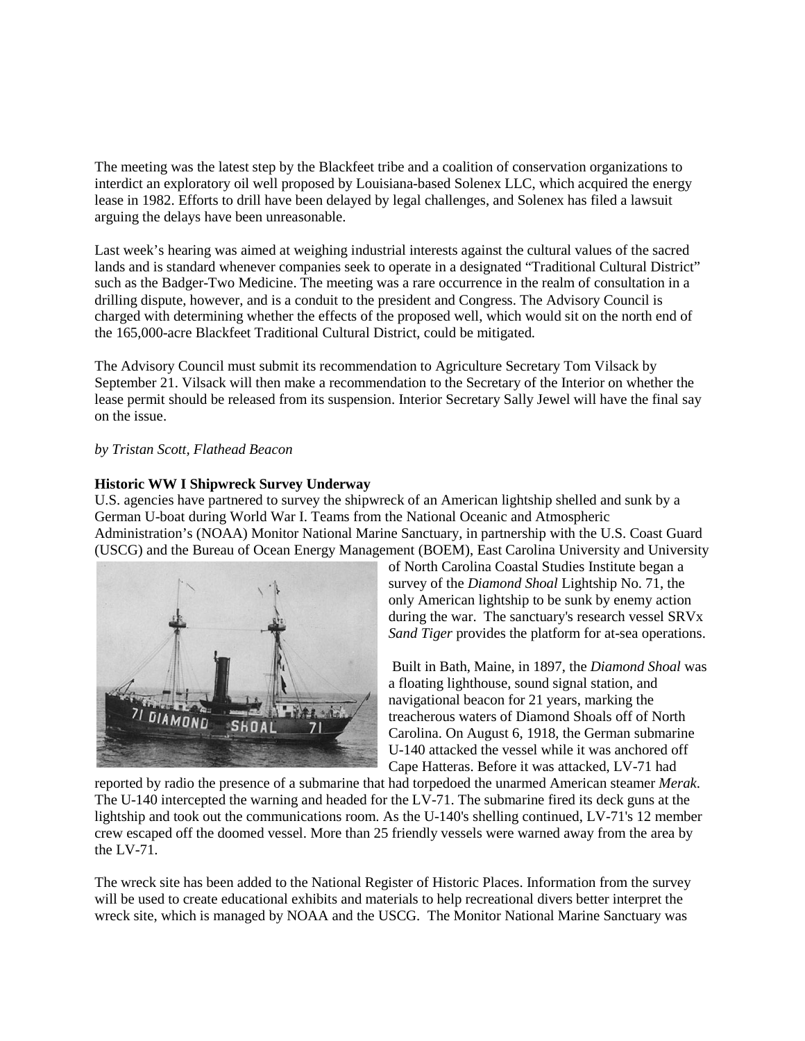The meeting was the latest step by the Blackfeet tribe and a coalition of conservation organizations to interdict an exploratory oil well proposed by Louisiana-based Solenex LLC, which acquired the energy lease in 1982. Efforts to drill have been delayed by legal challenges, and Solenex has filed a lawsuit arguing the delays have been unreasonable.

Last week's hearing was aimed at weighing industrial interests against the cultural values of the sacred lands and is standard whenever companies seek to operate in a designated "Traditional Cultural District" such as the Badger-Two Medicine. The meeting was a rare occurrence in the realm of consultation in a drilling dispute, however, and is a conduit to the president and Congress. The Advisory Council is charged with determining whether the effects of the proposed well, which would sit on the north end of the 165,000-acre Blackfeet Traditional Cultural District, could be mitigated.

The Advisory Council must submit its recommendation to Agriculture Secretary Tom Vilsack by September 21. Vilsack will then make a recommendation to the Secretary of the Interior on whether the lease permit should be released from its suspension. Interior Secretary Sally Jewel will have the final say on the issue.

*by Tristan Scott, Flathead Beacon*

**Historic WW I Shipwreck Survey Underway**

U.S. agencies have partnered to survey the shipwreck of an American lightship shelled and sunk by a German U-boat during World War I. Teams from the National Oceanic and Atmospheric Administration's (NOAA) Monitor National Marine Sanctuary, in partnership with the U.S. Coast Guard (USCG) and the Bureau of Ocean Energy Management (BOEM), East Carolina University and University of North Carolina Coastal Studies Institute began a survey of the *Diamond Shoal* Lightship No. 71, the only American lightship to be sunk by enemy action during the war. The sanctuary's research vessel SRVx *Sand Tiger* provides the platform for at-sea operations.

Built in Bath, Maine, in 1897, the *Diamond Shoal* was a floating lighthouse, sound signal station, and navigational beacon for 21 years, marking the treacherous waters of Diamond Shoals off of North Carolina. On August 6, 1918, the German submarine U-140 attacked the vessel while it was anchored off Cape Hatteras. Before it was attacked, LV-71 had reported by radio the presence of a submarine that had torpedoed the unarmed American steamer *Merak*. The U-140 intercepted the warning and headed for the LV-71. The submarine fired its deck guns at the lightship and took out the communications room. As the U-140's shelling continued, LV-71's 12 member crew escaped off the doomed vessel. More than 25 friendly vessels were warned away from the area by the LV-71.

The wreck site has been added to the National Register of Historic Places. Information from the survey will be used to create educational exhibits and materials to help recreational divers better interpret the wreck site, which is managed by NOAA and the USCG. The Monitor National Marine Sanctuary was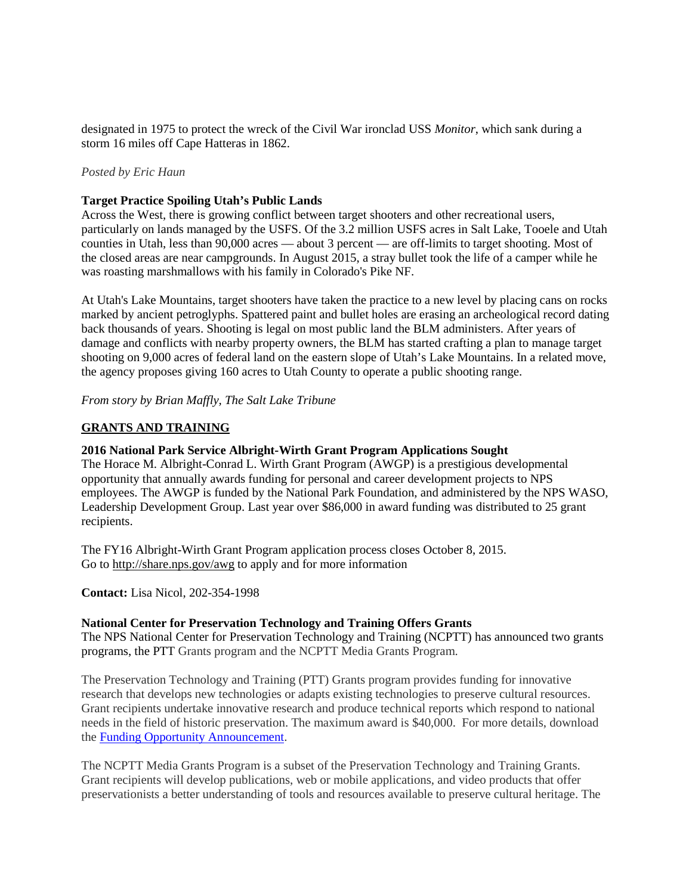designated in 1975 to protect the wreck of the Civil War ironclad USS *Monitor*, which sank during a storm 16 miles off Cape Hatteras in 1862.

*Posted by Eric Haun*

**Target Practice Spoiling Utah's Public Lands**
Across the West, there is growing conflict between target shooters and other recreational users, particularly on lands managed by the USFS. Of the 3.2 million USFS acres in Salt Lake, Tooele and Utah counties in Utah, less than 90,000 acres — about 3 percent — are off-limits to target shooting. Most of the closed areas are near campgrounds. In August 2015, a stray bullet took the life of a camper while he was roasting marshmallows with his family in Colorado's Pike NF.

At Utah's Lake Mountains, target shooters have taken the practice to a new level by placing cans on rocks marked by ancient petroglyphs. Spattered paint and bullet holes are erasing an archeological record dating back thousands of years. Shooting is legal on most public land the BLM administers. After years of damage and conflicts with nearby property owners, the BLM has started crafting a plan to manage target shooting on 9,000 acres of federal land on the eastern slope of Utah's Lake Mountains. In a related move, the agency proposes giving 160 acres to Utah County to operate a public shooting range.

*From story by Brian Maffly, The Salt Lake Tribune*

## GRANTS AND TRAINING

**2016 National Park Service Albright-Wirth Grant Program Applications Sought**
The Horace M. Albright-Conrad L. Wirth Grant Program (AWGP) is a prestigious developmental opportunity that annually awards funding for personal and career development projects to NPS employees. The AWGP is funded by the National Park Foundation, and administered by the NPS WASO, Leadership Development Group. Last year over $86,000 in award funding was distributed to 25 grant recipients.

The FY16 Albright-Wirth Grant Program application process closes October 8, 2015.
Go to http://share.nps.gov/awg to apply and for more information

**Contact:** Lisa Nicol, 202-354-1998

**National Center for Preservation Technology and Training Offers Grants**
The NPS National Center for Preservation Technology and Training (NCPTT) has announced two grants programs, the PTT Grants program and the NCPTT Media Grants Program.

The Preservation Technology and Training (PTT) Grants program provides funding for innovative research that develops new technologies or adapts existing technologies to preserve cultural resources. Grant recipients undertake innovative research and produce technical reports which respond to national needs in the field of historic preservation. The maximum award is $40,000. For more details, download the Funding Opportunity Announcement.

The NCPTT Media Grants Program is a subset of the Preservation Technology and Training Grants. Grant recipients will develop publications, web or mobile applications, and video products that offer preservationists a better understanding of tools and resources available to preserve cultural heritage. The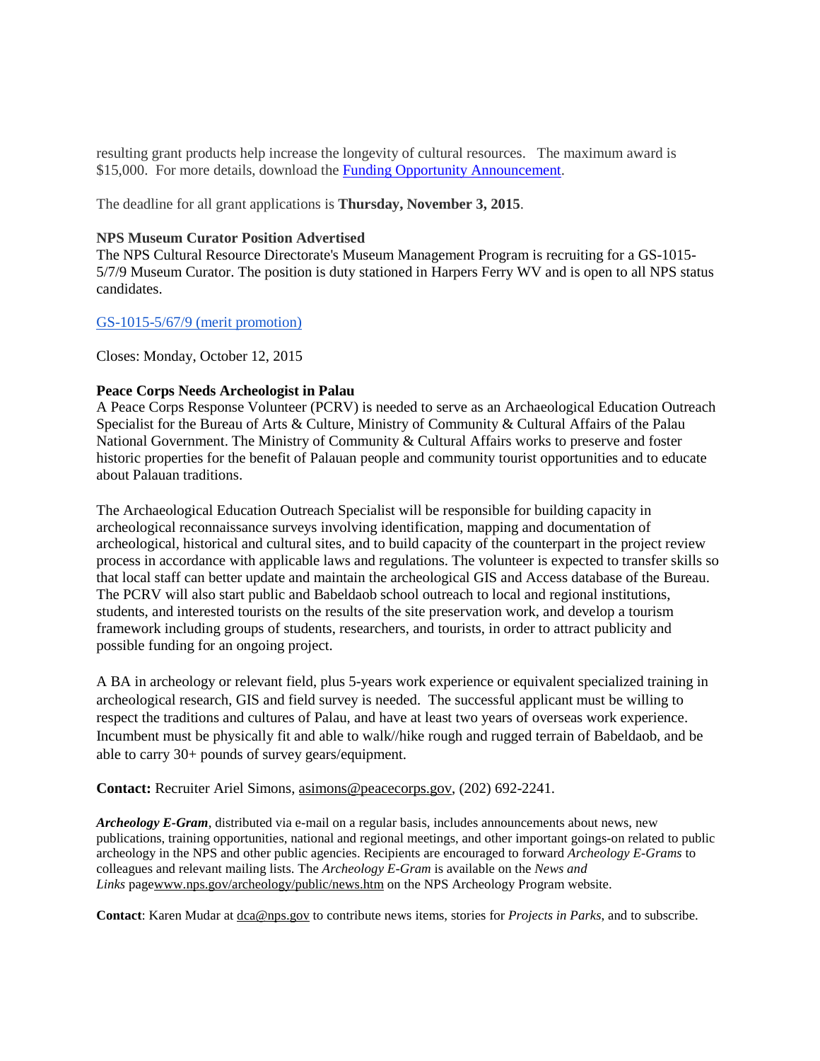resulting grant products help increase the longevity of cultural resources. The maximum award is $15,000. For more details, download the [Funding Opportunity Announcement](#).

The deadline for all grant applications is **Thursday, November 3, 2015**.

**NPS Museum Curator Position Advertised**
The NPS Cultural Resource Directorate's Museum Management Program is recruiting for a GS-1015-5/7/9 Museum Curator. The position is duty stationed in Harpers Ferry WV and is open to all NPS status candidates.

[GS-1015-5/67/9 (merit promotion)](#)

Closes: Monday, October 12, 2015

**Peace Corps Needs Archeologist in Palau**
A Peace Corps Response Volunteer (PCRV) is needed to serve as an Archaeological Education Outreach Specialist for the Bureau of Arts & Culture, Ministry of Community & Cultural Affairs of the Palau National Government. The Ministry of Community & Cultural Affairs works to preserve and foster historic properties for the benefit of Palauan people and community tourist opportunities and to educate about Palauan traditions.

The Archaeological Education Outreach Specialist will be responsible for building capacity in archeological reconnaissance surveys involving identification, mapping and documentation of archeological, historical and cultural sites, and to build capacity of the counterpart in the project review process in accordance with applicable laws and regulations. The volunteer is expected to transfer skills so that local staff can better update and maintain the archeological GIS and Access database of the Bureau. The PCRV will also start public and Babeldaob school outreach to local and regional institutions, students, and interested tourists on the results of the site preservation work, and develop a tourism framework including groups of students, researchers, and tourists, in order to attract publicity and possible funding for an ongoing project.

A BA in archeology or relevant field, plus 5-years work experience or equivalent specialized training in archeological research, GIS and field survey is needed. The successful applicant must be willing to respect the traditions and cultures of Palau, and have at least two years of overseas work experience. Incumbent must be physically fit and able to walk//hike rough and rugged terrain of Babeldaob, and be able to carry 30+ pounds of survey gears/equipment.

**Contact:** Recruiter Ariel Simons, asimons@peacecorps.gov, (202) 692-2241.

***Archeology E-Gram***, distributed via e-mail on a regular basis, includes announcements about news, new publications, training opportunities, national and regional meetings, and other important goings-on related to public archeology in the NPS and other public agencies. Recipients are encouraged to forward *Archeology E-Grams* to colleagues and relevant mailing lists. The *Archeology E-Gram* is available on the *News and Links* pagewww.nps.gov/archeology/public/news.htm on the NPS Archeology Program website.

**Contact**: Karen Mudar at dca@nps.gov to contribute news items, stories for *Projects in Parks*, and to subscribe.